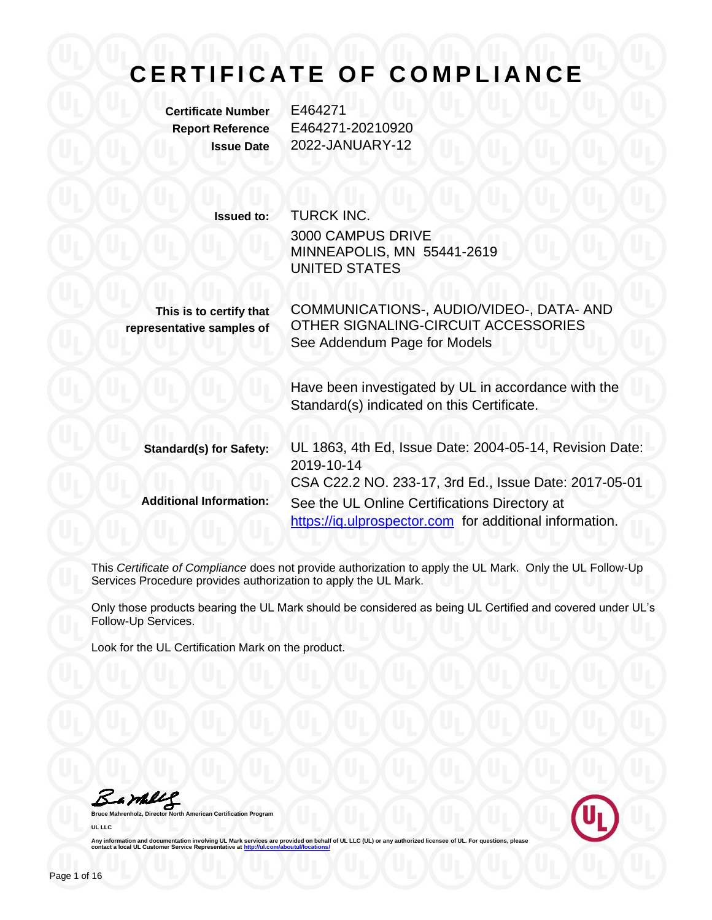# CERTIFICATE OF COMPLIANCE

**Certificate Number** E464271
**Report Reference** E464271-20210920
**Issue Date** 2022-JANUARY-12

**Issued to:** TURCK INC.
3000 CAMPUS DRIVE
MINNEAPOLIS, MN 55441-2619
UNITED STATES

**This is to certify that representative samples of** COMMUNICATIONS-, AUDIO/VIDEO-, DATA- AND OTHER SIGNALING-CIRCUIT ACCESSORIES
See Addendum Page for Models

Have been investigated by UL in accordance with the Standard(s) indicated on this Certificate.

**Standard(s) for Safety:** UL 1863, 4th Ed, Issue Date: 2004-05-14, Revision Date: 2019-10-14
CSA C22.2 NO. 233-17, 3rd Ed., Issue Date: 2017-05-01

**Additional Information:** See the UL Online Certifications Directory at https://iq.ulprospector.com for additional information.

This *Certificate of Compliance* does not provide authorization to apply the UL Mark. Only the UL Follow-Up Services Procedure provides authorization to apply the UL Mark.

Only those products bearing the UL Mark should be considered as being UL Certified and covered under UL's Follow-Up Services.

Look for the UL Certification Mark on the product.

**Bruce Mahrenholz, Director North American Certification Program**

**UL LLC**

Any information and documentation involving UL Mark services are provided on behalf of UL LLC (UL) or any authorized licensee of UL. For questions, please contact a local UL Customer Service Representative at http://ul.com/aboutul/locations/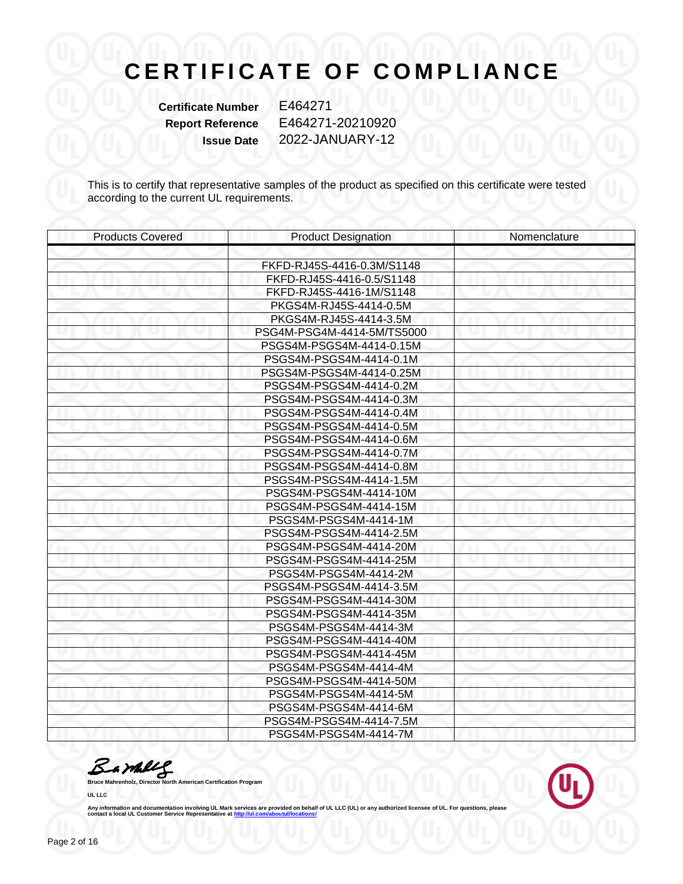# CERTIFICATE OF COMPLIANCE

**Certificate Number** E464271
**Report Reference** E464271-20210920
**Issue Date** 2022-JANUARY-12

This is to certify that representative samples of the product as specified on this certificate were tested according to the current UL requirements.

| Products Covered | Product Designation | Nomenclature |
|---|---|---|
| | | |
| | FKFD-RJ45S-4416-0.3M/S1148 | |
| | FKFD-RJ45S-4416-0.5/S1148 | |
| | FKFD-RJ45S-4416-1M/S1148 | |
| | PKGS4M-RJ45S-4414-0.5M | |
| | PKGS4M-RJ45S-4414-3.5M | |
| | PSG4M-PSG4M-4414-5M/TS5000 | |
| | PSGS4M-PSGS4M-4414-0.15M | |
| | PSGS4M-PSGS4M-4414-0.1M | |
| | PSGS4M-PSGS4M-4414-0.25M | |
| | PSGS4M-PSGS4M-4414-0.2M | |
| | PSGS4M-PSGS4M-4414-0.3M | |
| | PSGS4M-PSGS4M-4414-0.4M | |
| | PSGS4M-PSGS4M-4414-0.5M | |
| | PSGS4M-PSGS4M-4414-0.6M | |
| | PSGS4M-PSGS4M-4414-0.7M | |
| | PSGS4M-PSGS4M-4414-0.8M | |
| | PSGS4M-PSGS4M-4414-1.5M | |
| | PSGS4M-PSGS4M-4414-10M | |
| | PSGS4M-PSGS4M-4414-15M | |
| | PSGS4M-PSGS4M-4414-1M | |
| | PSGS4M-PSGS4M-4414-2.5M | |
| | PSGS4M-PSGS4M-4414-20M | |
| | PSGS4M-PSGS4M-4414-25M | |
| | PSGS4M-PSGS4M-4414-2M | |
| | PSGS4M-PSGS4M-4414-3.5M | |
| | PSGS4M-PSGS4M-4414-30M | |
| | PSGS4M-PSGS4M-4414-35M | |
| | PSGS4M-PSGS4M-4414-3M | |
| | PSGS4M-PSGS4M-4414-40M | |
| | PSGS4M-PSGS4M-4414-45M | |
| | PSGS4M-PSGS4M-4414-4M | |
| | PSGS4M-PSGS4M-4414-50M | |
| | PSGS4M-PSGS4M-4414-5M | |
| | PSGS4M-PSGS4M-4414-6M | |
| | PSGS4M-PSGS4M-4414-7.5M | |
| | PSGS4M-PSGS4M-4414-7M | |

**Bruce Mahrenholz, Director North American Certification Program**

**UL LLC**

**Any information and documentation involving UL Mark services are provided on behalf of UL LLC (UL) or any authorized licensee of UL. For questions, please contact a local UL Customer Service Representative at http://ul.com/aboutul/locations/**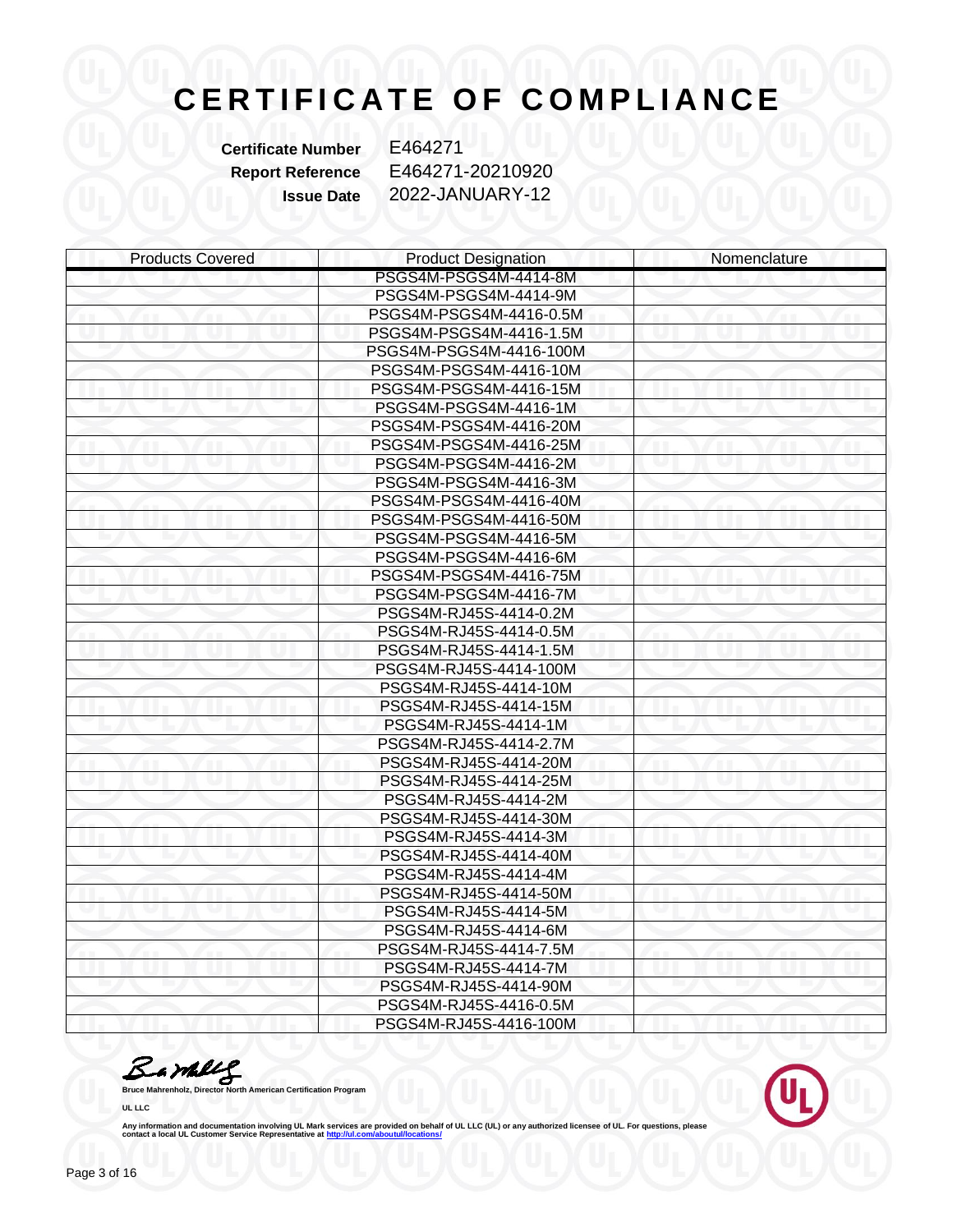# CERTIFICATE OF COMPLIANCE

**Certificate Number** E464271
**Report Reference** E464271-20210920
**Issue Date** 2022-JANUARY-12

| Products Covered | Product Designation | Nomenclature |
|---|---|---|
| | PSGS4M-PSGS4M-4414-8M | |
| | PSGS4M-PSGS4M-4414-9M | |
| | PSGS4M-PSGS4M-4416-0.5M | |
| | PSGS4M-PSGS4M-4416-1.5M | |
| | PSGS4M-PSGS4M-4416-100M | |
| | PSGS4M-PSGS4M-4416-10M | |
| | PSGS4M-PSGS4M-4416-15M | |
| | PSGS4M-PSGS4M-4416-1M | |
| | PSGS4M-PSGS4M-4416-20M | |
| | PSGS4M-PSGS4M-4416-25M | |
| | PSGS4M-PSGS4M-4416-2M | |
| | PSGS4M-PSGS4M-4416-3M | |
| | PSGS4M-PSGS4M-4416-40M | |
| | PSGS4M-PSGS4M-4416-50M | |
| | PSGS4M-PSGS4M-4416-5M | |
| | PSGS4M-PSGS4M-4416-6M | |
| | PSGS4M-PSGS4M-4416-75M | |
| | PSGS4M-PSGS4M-4416-7M | |
| | PSGS4M-RJ45S-4414-0.2M | |
| | PSGS4M-RJ45S-4414-0.5M | |
| | PSGS4M-RJ45S-4414-1.5M | |
| | PSGS4M-RJ45S-4414-100M | |
| | PSGS4M-RJ45S-4414-10M | |
| | PSGS4M-RJ45S-4414-15M | |
| | PSGS4M-RJ45S-4414-1M | |
| | PSGS4M-RJ45S-4414-2.7M | |
| | PSGS4M-RJ45S-4414-20M | |
| | PSGS4M-RJ45S-4414-25M | |
| | PSGS4M-RJ45S-4414-2M | |
| | PSGS4M-RJ45S-4414-30M | |
| | PSGS4M-RJ45S-4414-3M | |
| | PSGS4M-RJ45S-4414-40M | |
| | PSGS4M-RJ45S-4414-4M | |
| | PSGS4M-RJ45S-4414-50M | |
| | PSGS4M-RJ45S-4414-5M | |
| | PSGS4M-RJ45S-4414-6M | |
| | PSGS4M-RJ45S-4414-7.5M | |
| | PSGS4M-RJ45S-4414-7M | |
| | PSGS4M-RJ45S-4414-90M | |
| | PSGS4M-RJ45S-4416-0.5M | |
| | PSGS4M-RJ45S-4416-100M | |

**Bruce Mahrenholz, Director North American Certification Program**

**UL LLC**

Any information and documentation involving UL Mark services are provided on behalf of UL LLC (UL) or any authorized licensee of UL. For questions, please contact a local UL Customer Service Representative at http://ul.com/aboutul/locations/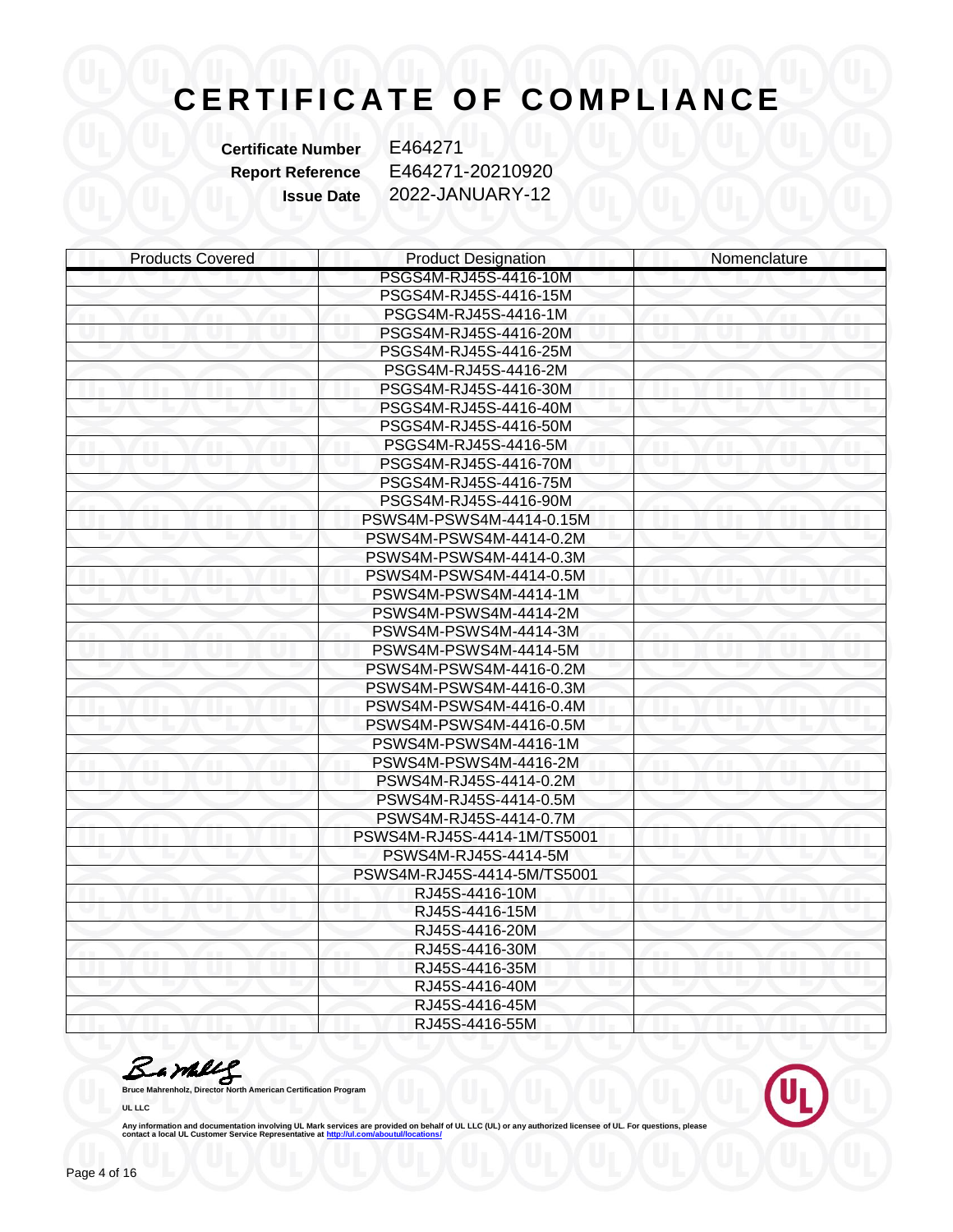# CERTIFICATE OF COMPLIANCE

**Certificate Number** E464271
**Report Reference** E464271-20210920
**Issue Date** 2022-JANUARY-12

| Products Covered | Product Designation | Nomenclature |
|---|---|---|
| | PSGS4M-RJ45S-4416-10M | |
| | PSGS4M-RJ45S-4416-15M | |
| | PSGS4M-RJ45S-4416-1M | |
| | PSGS4M-RJ45S-4416-20M | |
| | PSGS4M-RJ45S-4416-25M | |
| | PSGS4M-RJ45S-4416-2M | |
| | PSGS4M-RJ45S-4416-30M | |
| | PSGS4M-RJ45S-4416-40M | |
| | PSGS4M-RJ45S-4416-50M | |
| | PSGS4M-RJ45S-4416-5M | |
| | PSGS4M-RJ45S-4416-70M | |
| | PSGS4M-RJ45S-4416-75M | |
| | PSGS4M-RJ45S-4416-90M | |
| | PSWS4M-PSWS4M-4414-0.15M | |
| | PSWS4M-PSWS4M-4414-0.2M | |
| | PSWS4M-PSWS4M-4414-0.3M | |
| | PSWS4M-PSWS4M-4414-0.5M | |
| | PSWS4M-PSWS4M-4414-1M | |
| | PSWS4M-PSWS4M-4414-2M | |
| | PSWS4M-PSWS4M-4414-3M | |
| | PSWS4M-PSWS4M-4414-5M | |
| | PSWS4M-PSWS4M-4416-0.2M | |
| | PSWS4M-PSWS4M-4416-0.3M | |
| | PSWS4M-PSWS4M-4416-0.4M | |
| | PSWS4M-PSWS4M-4416-0.5M | |
| | PSWS4M-PSWS4M-4416-1M | |
| | PSWS4M-PSWS4M-4416-2M | |
| | PSWS4M-RJ45S-4414-0.2M | |
| | PSWS4M-RJ45S-4414-0.5M | |
| | PSWS4M-RJ45S-4414-0.7M | |
| | PSWS4M-RJ45S-4414-1M/TS5001 | |
| | PSWS4M-RJ45S-4414-5M | |
| | PSWS4M-RJ45S-4414-5M/TS5001 | |
| | RJ45S-4416-10M | |
| | RJ45S-4416-15M | |
| | RJ45S-4416-20M | |
| | RJ45S-4416-30M | |
| | RJ45S-4416-35M | |
| | RJ45S-4416-40M | |
| | RJ45S-4416-45M | |
| | RJ45S-4416-55M | |

**Bruce Mahrenholz, Director North American Certification Program**

**UL LLC**

Any information and documentation involving UL Mark services are provided on behalf of UL LLC (UL) or any authorized licensee of UL. For questions, please contact a local UL Customer Service Representative at http://ul.com/aboutul/locations/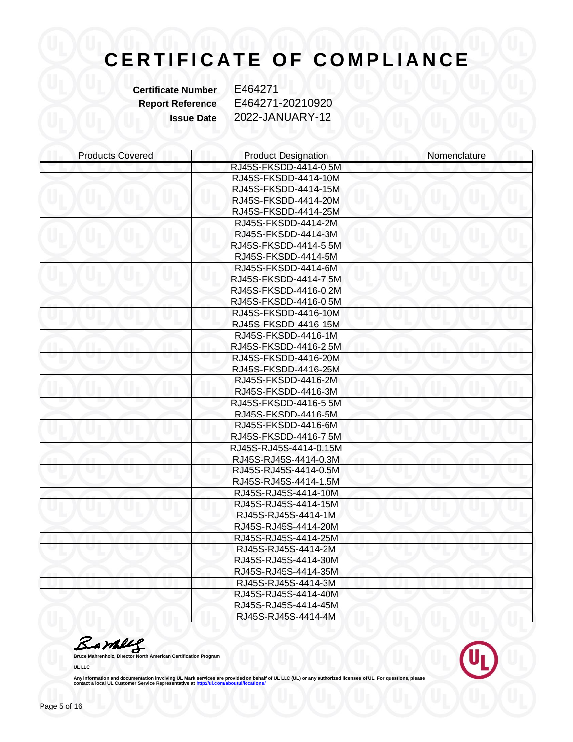# CERTIFICATE OF COMPLIANCE

**Certificate Number** E464271
**Report Reference** E464271-20210920
**Issue Date** 2022-JANUARY-12

| Products Covered | Product Designation | Nomenclature |
|---|---|---|
| | RJ45S-FKSDD-4414-0.5M | |
| | RJ45S-FKSDD-4414-10M | |
| | RJ45S-FKSDD-4414-15M | |
| | RJ45S-FKSDD-4414-20M | |
| | RJ45S-FKSDD-4414-25M | |
| | RJ45S-FKSDD-4414-2M | |
| | RJ45S-FKSDD-4414-3M | |
| | RJ45S-FKSDD-4414-5.5M | |
| | RJ45S-FKSDD-4414-5M | |
| | RJ45S-FKSDD-4414-6M | |
| | RJ45S-FKSDD-4414-7.5M | |
| | RJ45S-FKSDD-4416-0.2M | |
| | RJ45S-FKSDD-4416-0.5M | |
| | RJ45S-FKSDD-4416-10M | |
| | RJ45S-FKSDD-4416-15M | |
| | RJ45S-FKSDD-4416-1M | |
| | RJ45S-FKSDD-4416-2.5M | |
| | RJ45S-FKSDD-4416-20M | |
| | RJ45S-FKSDD-4416-25M | |
| | RJ45S-FKSDD-4416-2M | |
| | RJ45S-FKSDD-4416-3M | |
| | RJ45S-FKSDD-4416-5.5M | |
| | RJ45S-FKSDD-4416-5M | |
| | RJ45S-FKSDD-4416-6M | |
| | RJ45S-FKSDD-4416-7.5M | |
| | RJ45S-RJ45S-4414-0.15M | |
| | RJ45S-RJ45S-4414-0.3M | |
| | RJ45S-RJ45S-4414-0.5M | |
| | RJ45S-RJ45S-4414-1.5M | |
| | RJ45S-RJ45S-4414-10M | |
| | RJ45S-RJ45S-4414-15M | |
| | RJ45S-RJ45S-4414-1M | |
| | RJ45S-RJ45S-4414-20M | |
| | RJ45S-RJ45S-4414-25M | |
| | RJ45S-RJ45S-4414-2M | |
| | RJ45S-RJ45S-4414-30M | |
| | RJ45S-RJ45S-4414-35M | |
| | RJ45S-RJ45S-4414-3M | |
| | RJ45S-RJ45S-4414-40M | |
| | RJ45S-RJ45S-4414-45M | |
| | RJ45S-RJ45S-4414-4M | |

**Bruce Mahrenholz, Director North American Certification Program**

**UL LLC**

Any information and documentation involving UL Mark services are provided on behalf of UL LLC (UL) or any authorized licensee of UL. For questions, please contact a local UL Customer Service Representative at http://ul.com/aboutul/locations/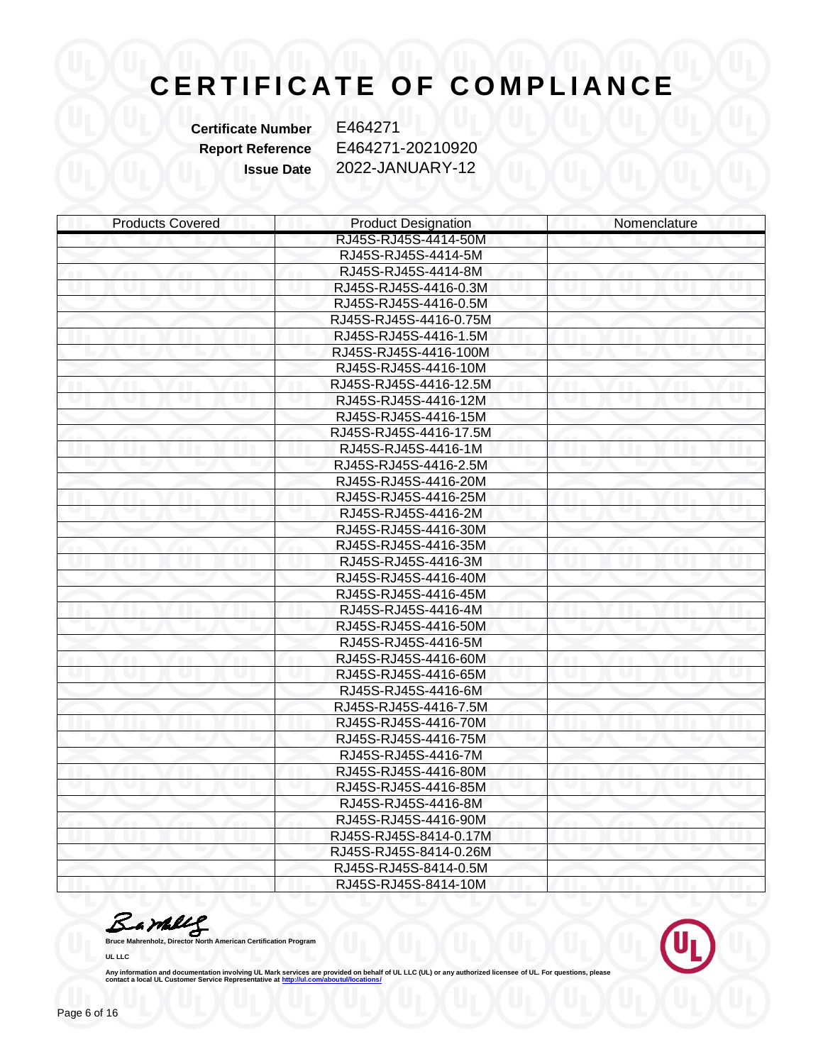# CERTIFICATE OF COMPLIANCE

**Certificate Number** E464271
**Report Reference** E464271-20210920
**Issue Date** 2022-JANUARY-12

| Products Covered | Product Designation | Nomenclature |
|---|---|---|
| | RJ45S-RJ45S-4414-50M | |
| | RJ45S-RJ45S-4414-5M | |
| | RJ45S-RJ45S-4414-8M | |
| | RJ45S-RJ45S-4416-0.3M | |
| | RJ45S-RJ45S-4416-0.5M | |
| | RJ45S-RJ45S-4416-0.75M | |
| | RJ45S-RJ45S-4416-1.5M | |
| | RJ45S-RJ45S-4416-100M | |
| | RJ45S-RJ45S-4416-10M | |
| | RJ45S-RJ45S-4416-12.5M | |
| | RJ45S-RJ45S-4416-12M | |
| | RJ45S-RJ45S-4416-15M | |
| | RJ45S-RJ45S-4416-17.5M | |
| | RJ45S-RJ45S-4416-1M | |
| | RJ45S-RJ45S-4416-2.5M | |
| | RJ45S-RJ45S-4416-20M | |
| | RJ45S-RJ45S-4416-25M | |
| | RJ45S-RJ45S-4416-2M | |
| | RJ45S-RJ45S-4416-30M | |
| | RJ45S-RJ45S-4416-35M | |
| | RJ45S-RJ45S-4416-3M | |
| | RJ45S-RJ45S-4416-40M | |
| | RJ45S-RJ45S-4416-45M | |
| | RJ45S-RJ45S-4416-4M | |
| | RJ45S-RJ45S-4416-50M | |
| | RJ45S-RJ45S-4416-5M | |
| | RJ45S-RJ45S-4416-60M | |
| | RJ45S-RJ45S-4416-65M | |
| | RJ45S-RJ45S-4416-6M | |
| | RJ45S-RJ45S-4416-7.5M | |
| | RJ45S-RJ45S-4416-70M | |
| | RJ45S-RJ45S-4416-75M | |
| | RJ45S-RJ45S-4416-7M | |
| | RJ45S-RJ45S-4416-80M | |
| | RJ45S-RJ45S-4416-85M | |
| | RJ45S-RJ45S-4416-8M | |
| | RJ45S-RJ45S-4416-90M | |
| | RJ45S-RJ45S-8414-0.17M | |
| | RJ45S-RJ45S-8414-0.26M | |
| | RJ45S-RJ45S-8414-0.5M | |
| | RJ45S-RJ45S-8414-10M | |

**Bruce Mahrenholz, Director North American Certification Program**

**UL LLC**

**Any information and documentation involving UL Mark services are provided on behalf of UL LLC (UL) or any authorized licensee of UL. For questions, please contact a local UL Customer Service Representative at http://ul.com/aboutul/locations/**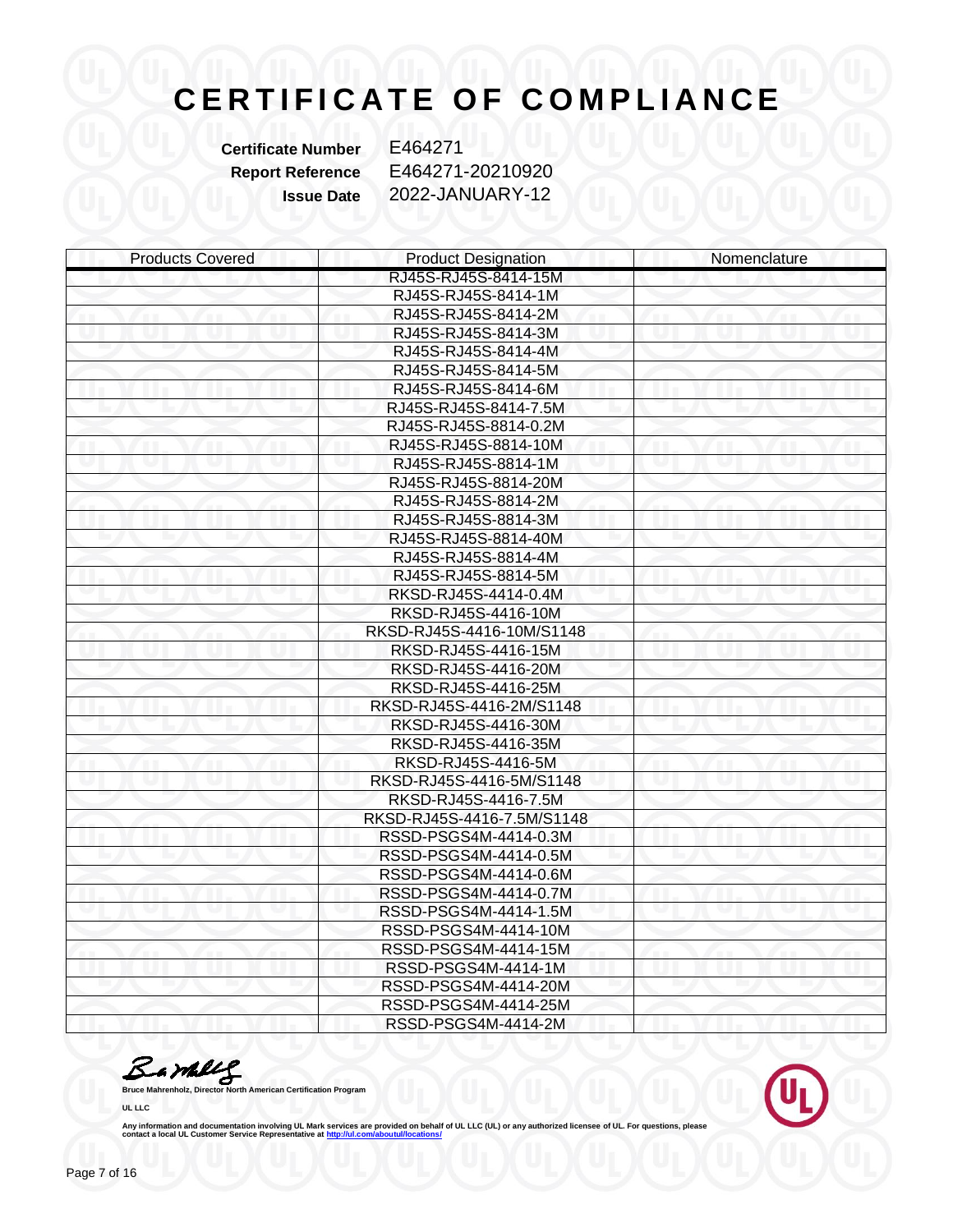# CERTIFICATE OF COMPLIANCE

**Certificate Number** E464271
**Report Reference** E464271-20210920
**Issue Date** 2022-JANUARY-12

| Products Covered | Product Designation | Nomenclature |
|---|---|---|
| | RJ45S-RJ45S-8414-15M | |
| | RJ45S-RJ45S-8414-1M | |
| | RJ45S-RJ45S-8414-2M | |
| | RJ45S-RJ45S-8414-3M | |
| | RJ45S-RJ45S-8414-4M | |
| | RJ45S-RJ45S-8414-5M | |
| | RJ45S-RJ45S-8414-6M | |
| | RJ45S-RJ45S-8414-7.5M | |
| | RJ45S-RJ45S-8814-0.2M | |
| | RJ45S-RJ45S-8814-10M | |
| | RJ45S-RJ45S-8814-1M | |
| | RJ45S-RJ45S-8814-20M | |
| | RJ45S-RJ45S-8814-2M | |
| | RJ45S-RJ45S-8814-3M | |
| | RJ45S-RJ45S-8814-40M | |
| | RJ45S-RJ45S-8814-4M | |
| | RJ45S-RJ45S-8814-5M | |
| | RKSD-RJ45S-4414-0.4M | |
| | RKSD-RJ45S-4416-10M | |
| | RKSD-RJ45S-4416-10M/S1148 | |
| | RKSD-RJ45S-4416-15M | |
| | RKSD-RJ45S-4416-20M | |
| | RKSD-RJ45S-4416-25M | |
| | RKSD-RJ45S-4416-2M/S1148 | |
| | RKSD-RJ45S-4416-30M | |
| | RKSD-RJ45S-4416-35M | |
| | RKSD-RJ45S-4416-5M | |
| | RKSD-RJ45S-4416-5M/S1148 | |
| | RKSD-RJ45S-4416-7.5M | |
| | RKSD-RJ45S-4416-7.5M/S1148 | |
| | RSSD-PSGS4M-4414-0.3M | |
| | RSSD-PSGS4M-4414-0.5M | |
| | RSSD-PSGS4M-4414-0.6M | |
| | RSSD-PSGS4M-4414-0.7M | |
| | RSSD-PSGS4M-4414-1.5M | |
| | RSSD-PSGS4M-4414-10M | |
| | RSSD-PSGS4M-4414-15M | |
| | RSSD-PSGS4M-4414-1M | |
| | RSSD-PSGS4M-4414-20M | |
| | RSSD-PSGS4M-4414-25M | |
| | RSSD-PSGS4M-4414-2M | |

**Bruce Mahrenholz, Director North American Certification Program**

**UL LLC**

**Any information and documentation involving UL Mark services are provided on behalf of UL LLC (UL) or any authorized licensee of UL. For questions, please contact a local UL Customer Service Representative at http://ul.com/aboutul/locations/**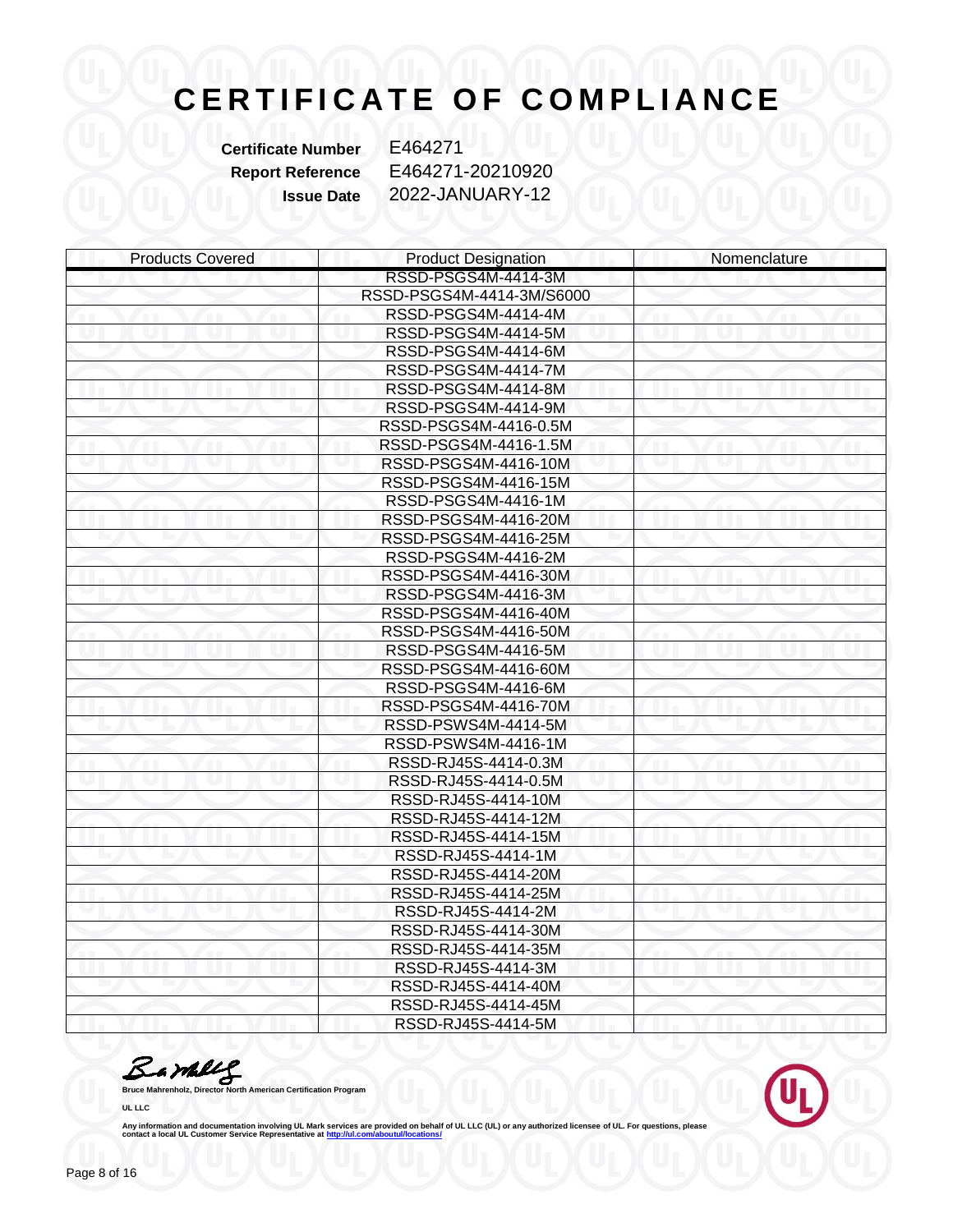# CERTIFICATE OF COMPLIANCE

**Certificate Number** E464271
**Report Reference** E464271-20210920
**Issue Date** 2022-JANUARY-12

| Products Covered | Product Designation | Nomenclature |
|---|---|---|
| | RSSD-PSGS4M-4414-3M | |
| | RSSD-PSGS4M-4414-3M/S6000 | |
| | RSSD-PSGS4M-4414-4M | |
| | RSSD-PSGS4M-4414-5M | |
| | RSSD-PSGS4M-4414-6M | |
| | RSSD-PSGS4M-4414-7M | |
| | RSSD-PSGS4M-4414-8M | |
| | RSSD-PSGS4M-4414-9M | |
| | RSSD-PSGS4M-4416-0.5M | |
| | RSSD-PSGS4M-4416-1.5M | |
| | RSSD-PSGS4M-4416-10M | |
| | RSSD-PSGS4M-4416-15M | |
| | RSSD-PSGS4M-4416-1M | |
| | RSSD-PSGS4M-4416-20M | |
| | RSSD-PSGS4M-4416-25M | |
| | RSSD-PSGS4M-4416-2M | |
| | RSSD-PSGS4M-4416-30M | |
| | RSSD-PSGS4M-4416-3M | |
| | RSSD-PSGS4M-4416-40M | |
| | RSSD-PSGS4M-4416-50M | |
| | RSSD-PSGS4M-4416-5M | |
| | RSSD-PSGS4M-4416-60M | |
| | RSSD-PSGS4M-4416-6M | |
| | RSSD-PSGS4M-4416-70M | |
| | RSSD-PSWS4M-4414-5M | |
| | RSSD-PSWS4M-4416-1M | |
| | RSSD-RJ45S-4414-0.3M | |
| | RSSD-RJ45S-4414-0.5M | |
| | RSSD-RJ45S-4414-10M | |
| | RSSD-RJ45S-4414-12M | |
| | RSSD-RJ45S-4414-15M | |
| | RSSD-RJ45S-4414-1M | |
| | RSSD-RJ45S-4414-20M | |
| | RSSD-RJ45S-4414-25M | |
| | RSSD-RJ45S-4414-2M | |
| | RSSD-RJ45S-4414-30M | |
| | RSSD-RJ45S-4414-35M | |
| | RSSD-RJ45S-4414-3M | |
| | RSSD-RJ45S-4414-40M | |
| | RSSD-RJ45S-4414-45M | |
| | RSSD-RJ45S-4414-5M | |

**Bruce Mahrenholz, Director North American Certification Program**

**UL LLC**

**Any information and documentation involving UL Mark services are provided on behalf of UL LLC (UL) or any authorized licensee of UL. For questions, please contact a local UL Customer Service Representative at http://ul.com/aboutul/locations/**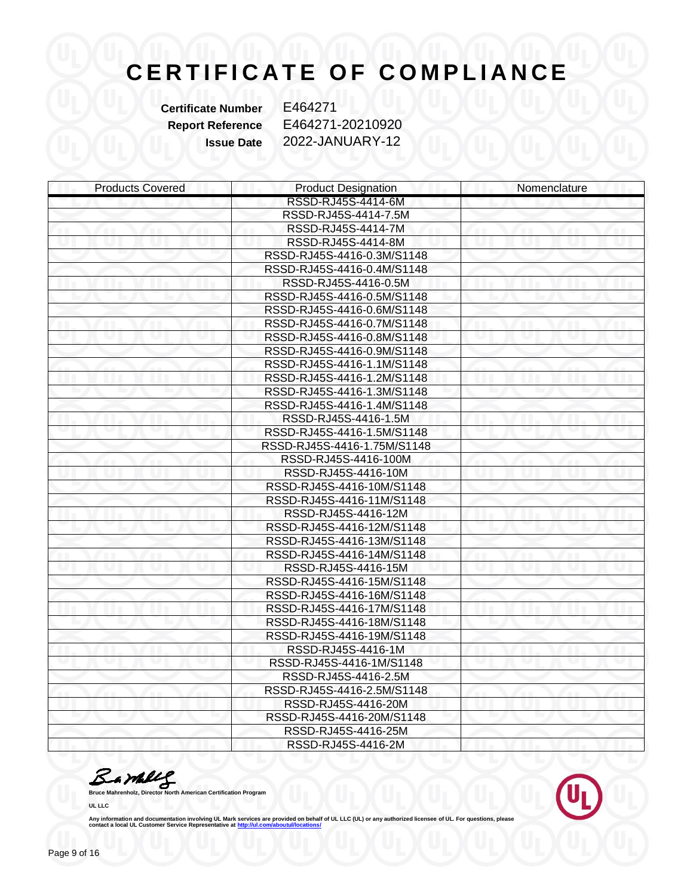# CERTIFICATE OF COMPLIANCE

**Certificate Number** E464271
**Report Reference** E464271-20210920
**Issue Date** 2022-JANUARY-12

| Products Covered | Product Designation | Nomenclature |
|---|---|---|
| | RSSD-RJ45S-4414-6M | |
| | RSSD-RJ45S-4414-7.5M | |
| | RSSD-RJ45S-4414-7M | |
| | RSSD-RJ45S-4414-8M | |
| | RSSD-RJ45S-4416-0.3M/S1148 | |
| | RSSD-RJ45S-4416-0.4M/S1148 | |
| | RSSD-RJ45S-4416-0.5M | |
| | RSSD-RJ45S-4416-0.5M/S1148 | |
| | RSSD-RJ45S-4416-0.6M/S1148 | |
| | RSSD-RJ45S-4416-0.7M/S1148 | |
| | RSSD-RJ45S-4416-0.8M/S1148 | |
| | RSSD-RJ45S-4416-0.9M/S1148 | |
| | RSSD-RJ45S-4416-1.1M/S1148 | |
| | RSSD-RJ45S-4416-1.2M/S1148 | |
| | RSSD-RJ45S-4416-1.3M/S1148 | |
| | RSSD-RJ45S-4416-1.4M/S1148 | |
| | RSSD-RJ45S-4416-1.5M | |
| | RSSD-RJ45S-4416-1.5M/S1148 | |
| | RSSD-RJ45S-4416-1.75M/S1148 | |
| | RSSD-RJ45S-4416-100M | |
| | RSSD-RJ45S-4416-10M | |
| | RSSD-RJ45S-4416-10M/S1148 | |
| | RSSD-RJ45S-4416-11M/S1148 | |
| | RSSD-RJ45S-4416-12M | |
| | RSSD-RJ45S-4416-12M/S1148 | |
| | RSSD-RJ45S-4416-13M/S1148 | |
| | RSSD-RJ45S-4416-14M/S1148 | |
| | RSSD-RJ45S-4416-15M | |
| | RSSD-RJ45S-4416-15M/S1148 | |
| | RSSD-RJ45S-4416-16M/S1148 | |
| | RSSD-RJ45S-4416-17M/S1148 | |
| | RSSD-RJ45S-4416-18M/S1148 | |
| | RSSD-RJ45S-4416-19M/S1148 | |
| | RSSD-RJ45S-4416-1M | |
| | RSSD-RJ45S-4416-1M/S1148 | |
| | RSSD-RJ45S-4416-2.5M | |
| | RSSD-RJ45S-4416-2.5M/S1148 | |
| | RSSD-RJ45S-4416-20M | |
| | RSSD-RJ45S-4416-20M/S1148 | |
| | RSSD-RJ45S-4416-25M | |
| | RSSD-RJ45S-4416-2M | |

**Bruce Mahrenholz, Director North American Certification Program**

**UL LLC**

Any information and documentation involving UL Mark services are provided on behalf of UL LLC (UL) or any authorized licensee of UL. For questions, please contact a local UL Customer Service Representative at http://ul.com/aboutul/locations/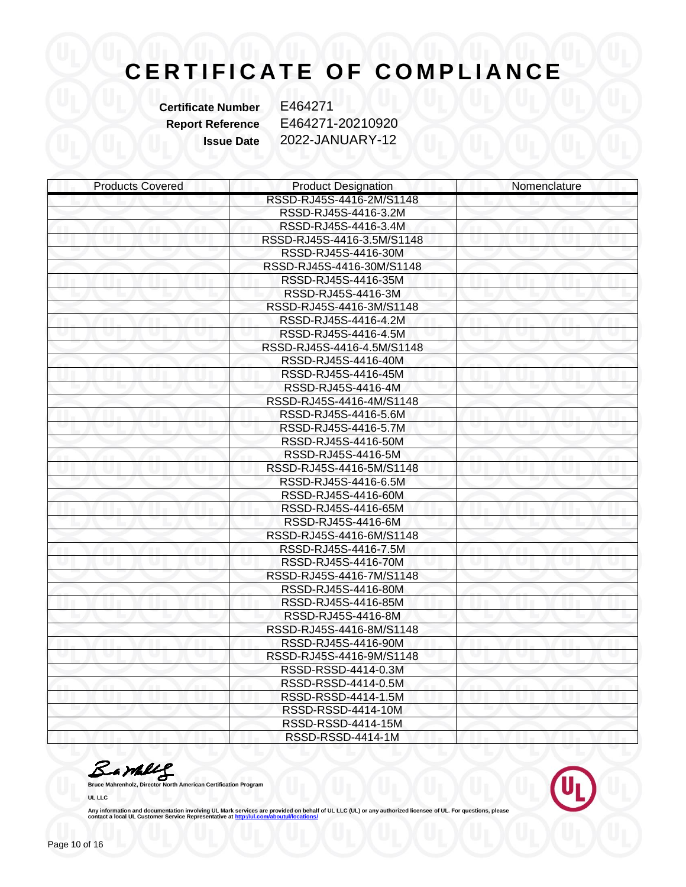# CERTIFICATE OF COMPLIANCE

**Certificate Number** E464271
**Report Reference** E464271-20210920
**Issue Date** 2022-JANUARY-12

| Products Covered | Product Designation | Nomenclature |
|---|---|---|
| | RSSD-RJ45S-4416-2M/S1148 | |
| | RSSD-RJ45S-4416-3.2M | |
| | RSSD-RJ45S-4416-3.4M | |
| | RSSD-RJ45S-4416-3.5M/S1148 | |
| | RSSD-RJ45S-4416-30M | |
| | RSSD-RJ45S-4416-30M/S1148 | |
| | RSSD-RJ45S-4416-35M | |
| | RSSD-RJ45S-4416-3M | |
| | RSSD-RJ45S-4416-3M/S1148 | |
| | RSSD-RJ45S-4416-4.2M | |
| | RSSD-RJ45S-4416-4.5M | |
| | RSSD-RJ45S-4416-4.5M/S1148 | |
| | RSSD-RJ45S-4416-40M | |
| | RSSD-RJ45S-4416-45M | |
| | RSSD-RJ45S-4416-4M | |
| | RSSD-RJ45S-4416-4M/S1148 | |
| | RSSD-RJ45S-4416-5.6M | |
| | RSSD-RJ45S-4416-5.7M | |
| | RSSD-RJ45S-4416-50M | |
| | RSSD-RJ45S-4416-5M | |
| | RSSD-RJ45S-4416-5M/S1148 | |
| | RSSD-RJ45S-4416-6.5M | |
| | RSSD-RJ45S-4416-60M | |
| | RSSD-RJ45S-4416-65M | |
| | RSSD-RJ45S-4416-6M | |
| | RSSD-RJ45S-4416-6M/S1148 | |
| | RSSD-RJ45S-4416-7.5M | |
| | RSSD-RJ45S-4416-70M | |
| | RSSD-RJ45S-4416-7M/S1148 | |
| | RSSD-RJ45S-4416-80M | |
| | RSSD-RJ45S-4416-85M | |
| | RSSD-RJ45S-4416-8M | |
| | RSSD-RJ45S-4416-8M/S1148 | |
| | RSSD-RJ45S-4416-90M | |
| | RSSD-RJ45S-4416-9M/S1148 | |
| | RSSD-RSSD-4414-0.3M | |
| | RSSD-RSSD-4414-0.5M | |
| | RSSD-RSSD-4414-1.5M | |
| | RSSD-RSSD-4414-10M | |
| | RSSD-RSSD-4414-15M | |
| | RSSD-RSSD-4414-1M | |

**Bruce Mahrenholz, Director North American Certification Program**

**UL LLC**

**Any information and documentation involving UL Mark services are provided on behalf of UL LLC (UL) or any authorized licensee of UL. For questions, please contact a local UL Customer Service Representative at http://ul.com/aboutul/locations/**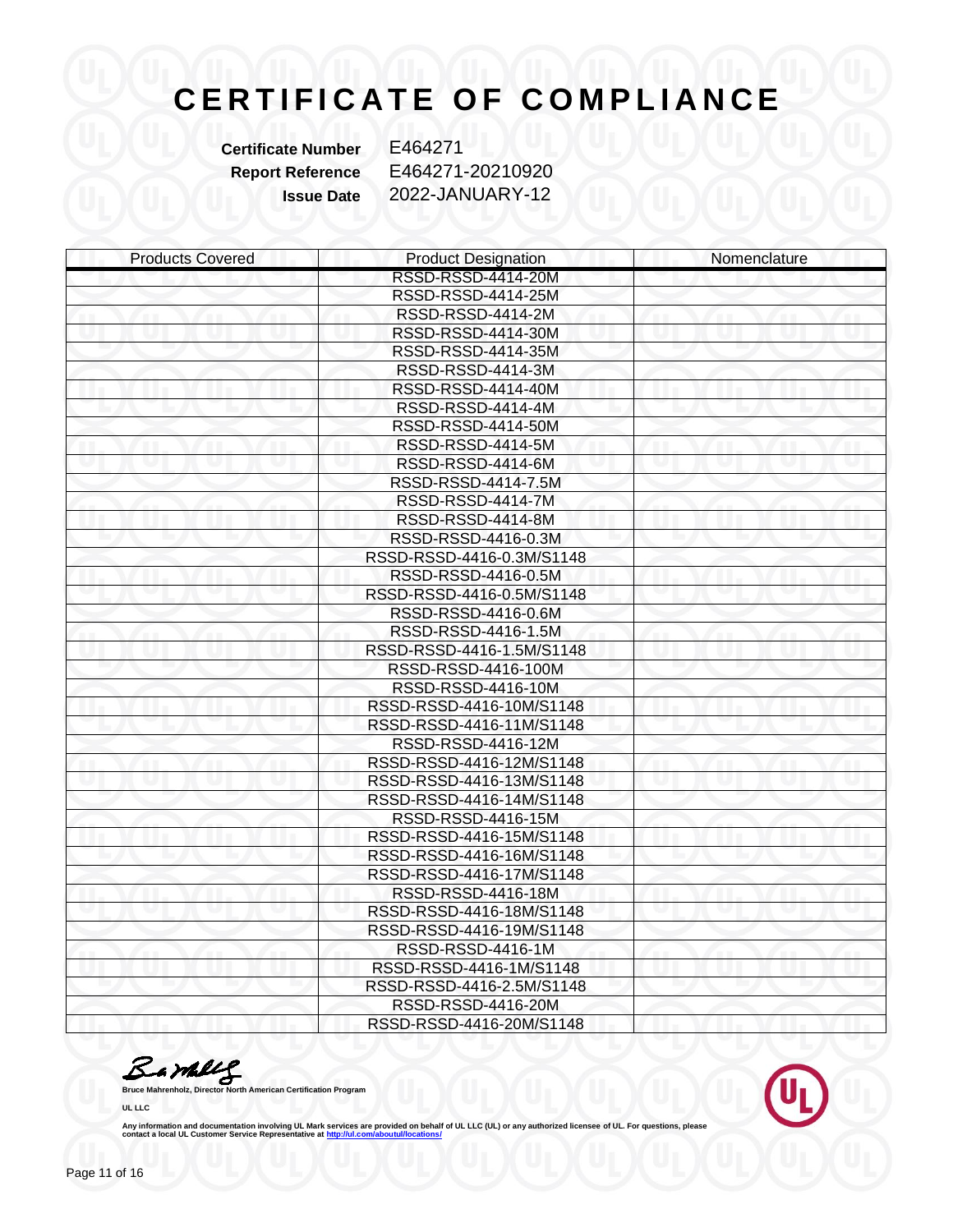# CERTIFICATE OF COMPLIANCE

**Certificate Number** E464271
**Report Reference** E464271-20210920
**Issue Date** 2022-JANUARY-12

| Products Covered | Product Designation | Nomenclature |
|---|---|---|
| | RSSD-RSSD-4414-20M | |
| | RSSD-RSSD-4414-25M | |
| | RSSD-RSSD-4414-2M | |
| | RSSD-RSSD-4414-30M | |
| | RSSD-RSSD-4414-35M | |
| | RSSD-RSSD-4414-3M | |
| | RSSD-RSSD-4414-40M | |
| | RSSD-RSSD-4414-4M | |
| | RSSD-RSSD-4414-50M | |
| | RSSD-RSSD-4414-5M | |
| | RSSD-RSSD-4414-6M | |
| | RSSD-RSSD-4414-7.5M | |
| | RSSD-RSSD-4414-7M | |
| | RSSD-RSSD-4414-8M | |
| | RSSD-RSSD-4416-0.3M | |
| | RSSD-RSSD-4416-0.3M/S1148 | |
| | RSSD-RSSD-4416-0.5M | |
| | RSSD-RSSD-4416-0.5M/S1148 | |
| | RSSD-RSSD-4416-0.6M | |
| | RSSD-RSSD-4416-1.5M | |
| | RSSD-RSSD-4416-1.5M/S1148 | |
| | RSSD-RSSD-4416-100M | |
| | RSSD-RSSD-4416-10M | |
| | RSSD-RSSD-4416-10M/S1148 | |
| | RSSD-RSSD-4416-11M/S1148 | |
| | RSSD-RSSD-4416-12M | |
| | RSSD-RSSD-4416-12M/S1148 | |
| | RSSD-RSSD-4416-13M/S1148 | |
| | RSSD-RSSD-4416-14M/S1148 | |
| | RSSD-RSSD-4416-15M | |
| | RSSD-RSSD-4416-15M/S1148 | |
| | RSSD-RSSD-4416-16M/S1148 | |
| | RSSD-RSSD-4416-17M/S1148 | |
| | RSSD-RSSD-4416-18M | |
| | RSSD-RSSD-4416-18M/S1148 | |
| | RSSD-RSSD-4416-19M/S1148 | |
| | RSSD-RSSD-4416-1M | |
| | RSSD-RSSD-4416-1M/S1148 | |
| | RSSD-RSSD-4416-2.5M/S1148 | |
| | RSSD-RSSD-4416-20M | |
| | RSSD-RSSD-4416-20M/S1148 | |

**Bruce Mahrenholz, Director North American Certification Program**

**UL LLC**

**Any information and documentation involving UL Mark services are provided on behalf of UL LLC (UL) or any authorized licensee of UL. For questions, please contact a local UL Customer Service Representative at http://ul.com/aboutul/locations/**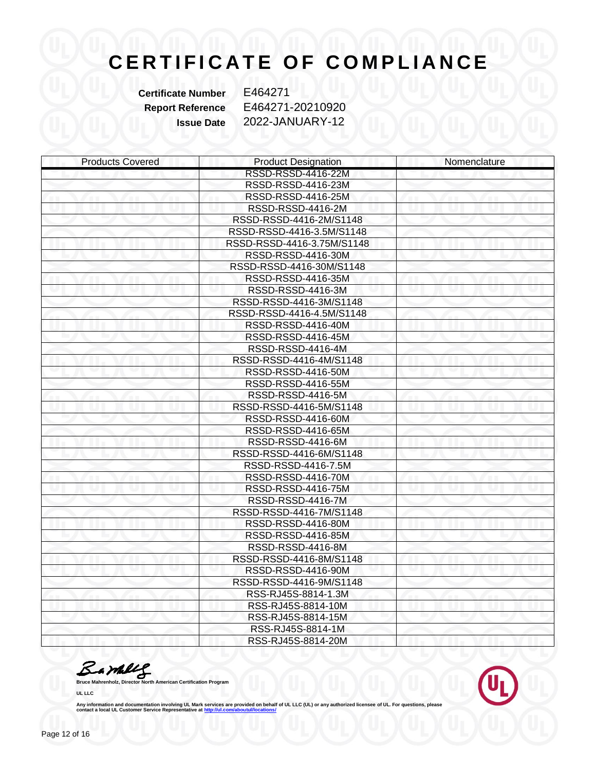# CERTIFICATE OF COMPLIANCE

**Certificate Number** E464271
**Report Reference** E464271-20210920
**Issue Date** 2022-JANUARY-12

| Products Covered | Product Designation | Nomenclature |
| --- | --- | --- |
| | RSSD-RSSD-4416-22M | |
| | RSSD-RSSD-4416-23M | |
| | RSSD-RSSD-4416-25M | |
| | RSSD-RSSD-4416-2M | |
| | RSSD-RSSD-4416-2M/S1148 | |
| | RSSD-RSSD-4416-3.5M/S1148 | |
| | RSSD-RSSD-4416-3.75M/S1148 | |
| | RSSD-RSSD-4416-30M | |
| | RSSD-RSSD-4416-30M/S1148 | |
| | RSSD-RSSD-4416-35M | |
| | RSSD-RSSD-4416-3M | |
| | RSSD-RSSD-4416-3M/S1148 | |
| | RSSD-RSSD-4416-4.5M/S1148 | |
| | RSSD-RSSD-4416-40M | |
| | RSSD-RSSD-4416-45M | |
| | RSSD-RSSD-4416-4M | |
| | RSSD-RSSD-4416-4M/S1148 | |
| | RSSD-RSSD-4416-50M | |
| | RSSD-RSSD-4416-55M | |
| | RSSD-RSSD-4416-5M | |
| | RSSD-RSSD-4416-5M/S1148 | |
| | RSSD-RSSD-4416-60M | |
| | RSSD-RSSD-4416-65M | |
| | RSSD-RSSD-4416-6M | |
| | RSSD-RSSD-4416-6M/S1148 | |
| | RSSD-RSSD-4416-7.5M | |
| | RSSD-RSSD-4416-70M | |
| | RSSD-RSSD-4416-75M | |
| | RSSD-RSSD-4416-7M | |
| | RSSD-RSSD-4416-7M/S1148 | |
| | RSSD-RSSD-4416-80M | |
| | RSSD-RSSD-4416-85M | |
| | RSSD-RSSD-4416-8M | |
| | RSSD-RSSD-4416-8M/S1148 | |
| | RSSD-RSSD-4416-90M | |
| | RSSD-RSSD-4416-9M/S1148 | |
| | RSS-RJ45S-8814-1.3M | |
| | RSS-RJ45S-8814-10M | |
| | RSS-RJ45S-8814-15M | |
| | RSS-RJ45S-8814-1M | |
| | RSS-RJ45S-8814-20M | |

**Bruce Mahrenholz, Director North American Certification Program**

**UL LLC**

**Any information and documentation involving UL Mark services are provided on behalf of UL LLC (UL) or any authorized licensee of UL. For questions, please contact a local UL Customer Service Representative at http://ul.com/aboutul/locations/**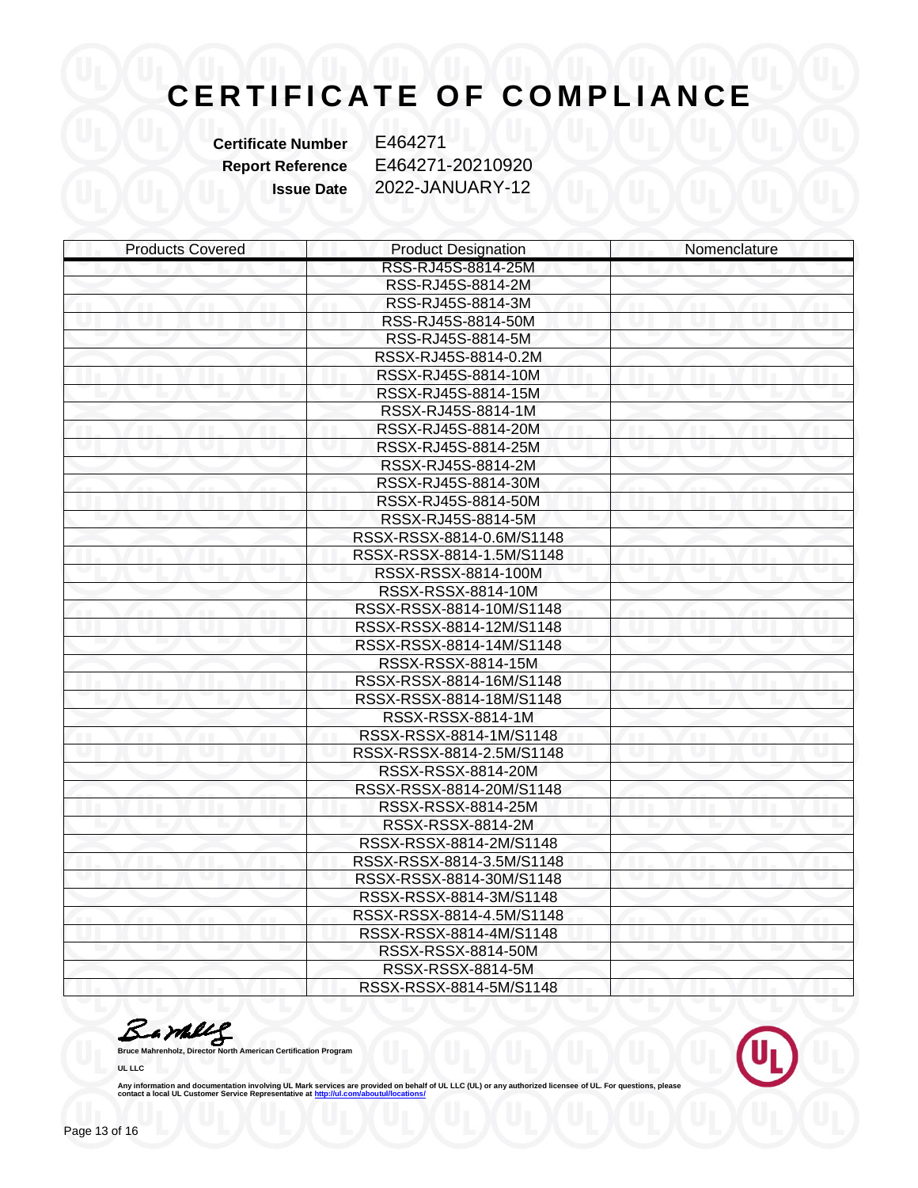# CERTIFICATE OF COMPLIANCE

**Certificate Number** E464271
**Report Reference** E464271-20210920
**Issue Date** 2022-JANUARY-12

| Products Covered | Product Designation | Nomenclature |
|---|---|---|
| | RSS-RJ45S-8814-25M | |
| | RSS-RJ45S-8814-2M | |
| | RSS-RJ45S-8814-3M | |
| | RSS-RJ45S-8814-50M | |
| | RSS-RJ45S-8814-5M | |
| | RSSX-RJ45S-8814-0.2M | |
| | RSSX-RJ45S-8814-10M | |
| | RSSX-RJ45S-8814-15M | |
| | RSSX-RJ45S-8814-1M | |
| | RSSX-RJ45S-8814-20M | |
| | RSSX-RJ45S-8814-25M | |
| | RSSX-RJ45S-8814-2M | |
| | RSSX-RJ45S-8814-30M | |
| | RSSX-RJ45S-8814-50M | |
| | RSSX-RJ45S-8814-5M | |
| | RSSX-RSSX-8814-0.6M/S1148 | |
| | RSSX-RSSX-8814-1.5M/S1148 | |
| | RSSX-RSSX-8814-100M | |
| | RSSX-RSSX-8814-10M | |
| | RSSX-RSSX-8814-10M/S1148 | |
| | RSSX-RSSX-8814-12M/S1148 | |
| | RSSX-RSSX-8814-14M/S1148 | |
| | RSSX-RSSX-8814-15M | |
| | RSSX-RSSX-8814-16M/S1148 | |
| | RSSX-RSSX-8814-18M/S1148 | |
| | RSSX-RSSX-8814-1M | |
| | RSSX-RSSX-8814-1M/S1148 | |
| | RSSX-RSSX-8814-2.5M/S1148 | |
| | RSSX-RSSX-8814-20M | |
| | RSSX-RSSX-8814-20M/S1148 | |
| | RSSX-RSSX-8814-25M | |
| | RSSX-RSSX-8814-2M | |
| | RSSX-RSSX-8814-2M/S1148 | |
| | RSSX-RSSX-8814-3.5M/S1148 | |
| | RSSX-RSSX-8814-30M/S1148 | |
| | RSSX-RSSX-8814-3M/S1148 | |
| | RSSX-RSSX-8814-4.5M/S1148 | |
| | RSSX-RSSX-8814-4M/S1148 | |
| | RSSX-RSSX-8814-50M | |
| | RSSX-RSSX-8814-5M | |
| | RSSX-RSSX-8814-5M/S1148 | |

**Bruce Mahrenholz, Director North American Certification Program**

**UL LLC**

Any information and documentation involving UL Mark services are provided on behalf of UL LLC (UL) or any authorized licensee of UL. For questions, please contact a local UL Customer Service Representative at http://ul.com/aboutul/locations/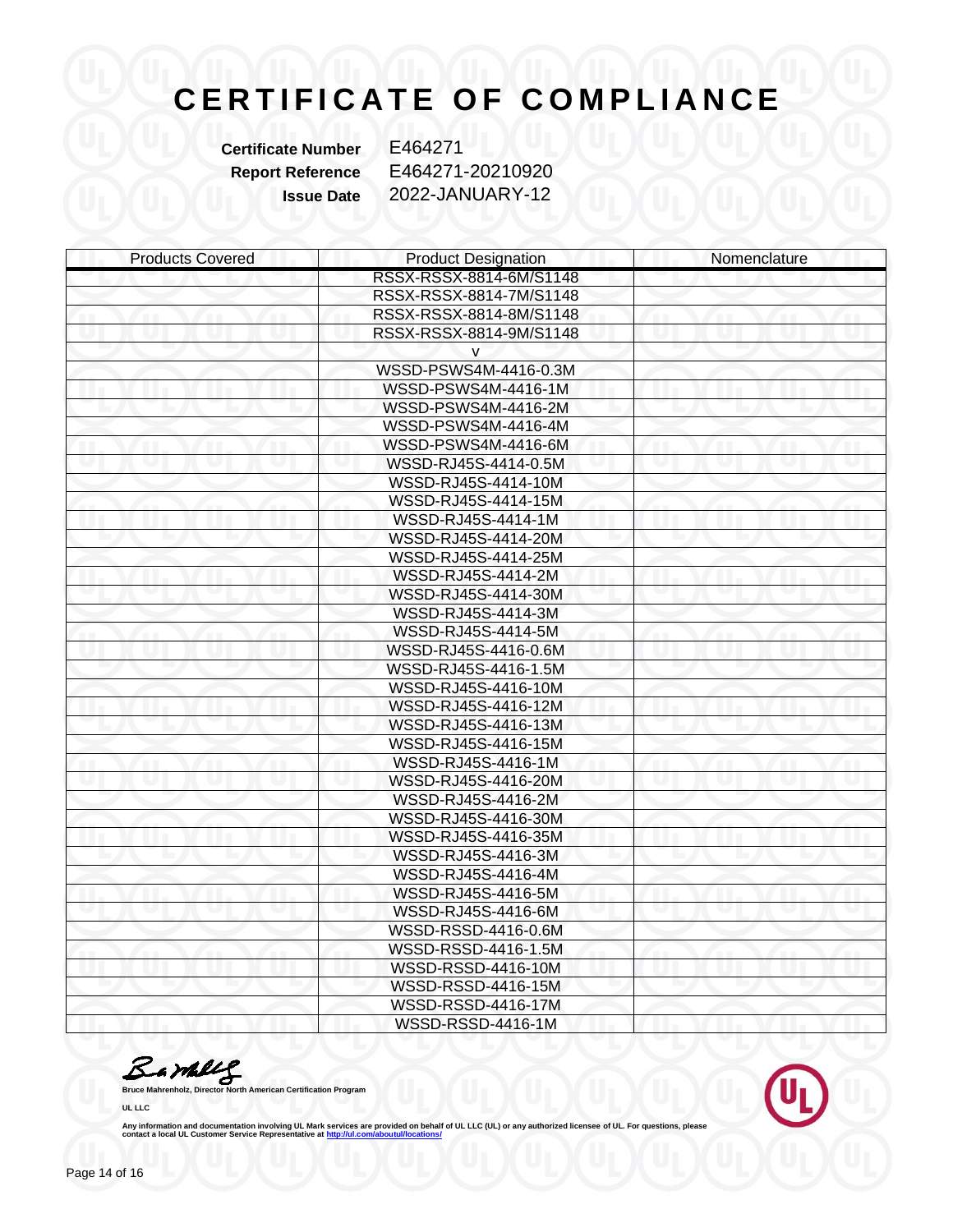# CERTIFICATE OF COMPLIANCE

**Certificate Number** E464271
**Report Reference** E464271-20210920
**Issue Date** 2022-JANUARY-12

| Products Covered | Product Designation | Nomenclature |
|---|---|---|
| | RSSX-RSSX-8814-6M/S1148 | |
| | RSSX-RSSX-8814-7M/S1148 | |
| | RSSX-RSSX-8814-8M/S1148 | |
| | RSSX-RSSX-8814-9M/S1148 | |
| | v | |
| | WSSD-PSWS4M-4416-0.3M | |
| | WSSD-PSWS4M-4416-1M | |
| | WSSD-PSWS4M-4416-2M | |
| | WSSD-PSWS4M-4416-4M | |
| | WSSD-PSWS4M-4416-6M | |
| | WSSD-RJ45S-4414-0.5M | |
| | WSSD-RJ45S-4414-10M | |
| | WSSD-RJ45S-4414-15M | |
| | WSSD-RJ45S-4414-1M | |
| | WSSD-RJ45S-4414-20M | |
| | WSSD-RJ45S-4414-25M | |
| | WSSD-RJ45S-4414-2M | |
| | WSSD-RJ45S-4414-30M | |
| | WSSD-RJ45S-4414-3M | |
| | WSSD-RJ45S-4414-5M | |
| | WSSD-RJ45S-4416-0.6M | |
| | WSSD-RJ45S-4416-1.5M | |
| | WSSD-RJ45S-4416-10M | |
| | WSSD-RJ45S-4416-12M | |
| | WSSD-RJ45S-4416-13M | |
| | WSSD-RJ45S-4416-15M | |
| | WSSD-RJ45S-4416-1M | |
| | WSSD-RJ45S-4416-20M | |
| | WSSD-RJ45S-4416-2M | |
| | WSSD-RJ45S-4416-30M | |
| | WSSD-RJ45S-4416-35M | |
| | WSSD-RJ45S-4416-3M | |
| | WSSD-RJ45S-4416-4M | |
| | WSSD-RJ45S-4416-5M | |
| | WSSD-RJ45S-4416-6M | |
| | WSSD-RSSD-4416-0.6M | |
| | WSSD-RSSD-4416-1.5M | |
| | WSSD-RSSD-4416-10M | |
| | WSSD-RSSD-4416-15M | |
| | WSSD-RSSD-4416-17M | |
| | WSSD-RSSD-4416-1M | |

**Bruce Mahrenholz, Director North American Certification Program**

**UL LLC**

**Any information and documentation involving UL Mark services are provided on behalf of UL LLC (UL) or any authorized licensee of UL. For questions, please contact a local UL Customer Service Representative at http://ul.com/aboutul/locations/**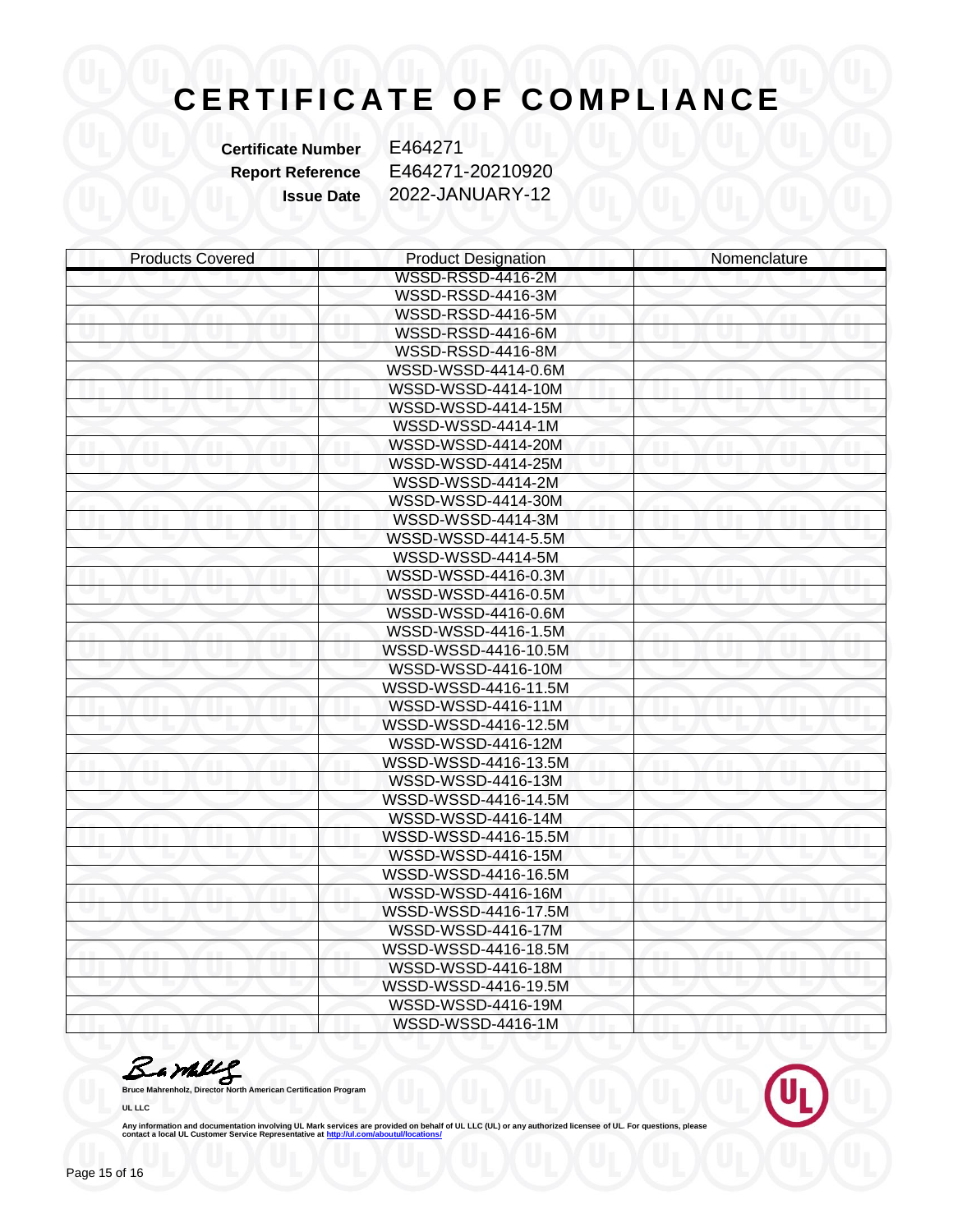# CERTIFICATE OF COMPLIANCE

**Certificate Number** E464271
**Report Reference** E464271-20210920
**Issue Date** 2022-JANUARY-12

| Products Covered | Product Designation | Nomenclature |
|---|---|---|
| | WSSD-RSSD-4416-2M | |
| | WSSD-RSSD-4416-3M | |
| | WSSD-RSSD-4416-5M | |
| | WSSD-RSSD-4416-6M | |
| | WSSD-RSSD-4416-8M | |
| | WSSD-WSSD-4414-0.6M | |
| | WSSD-WSSD-4414-10M | |
| | WSSD-WSSD-4414-15M | |
| | WSSD-WSSD-4414-1M | |
| | WSSD-WSSD-4414-20M | |
| | WSSD-WSSD-4414-25M | |
| | WSSD-WSSD-4414-2M | |
| | WSSD-WSSD-4414-30M | |
| | WSSD-WSSD-4414-3M | |
| | WSSD-WSSD-4414-5.5M | |
| | WSSD-WSSD-4414-5M | |
| | WSSD-WSSD-4416-0.3M | |
| | WSSD-WSSD-4416-0.5M | |
| | WSSD-WSSD-4416-0.6M | |
| | WSSD-WSSD-4416-1.5M | |
| | WSSD-WSSD-4416-10.5M | |
| | WSSD-WSSD-4416-10M | |
| | WSSD-WSSD-4416-11.5M | |
| | WSSD-WSSD-4416-11M | |
| | WSSD-WSSD-4416-12.5M | |
| | WSSD-WSSD-4416-12M | |
| | WSSD-WSSD-4416-13.5M | |
| | WSSD-WSSD-4416-13M | |
| | WSSD-WSSD-4416-14.5M | |
| | WSSD-WSSD-4416-14M | |
| | WSSD-WSSD-4416-15.5M | |
| | WSSD-WSSD-4416-15M | |
| | WSSD-WSSD-4416-16.5M | |
| | WSSD-WSSD-4416-16M | |
| | WSSD-WSSD-4416-17.5M | |
| | WSSD-WSSD-4416-17M | |
| | WSSD-WSSD-4416-18.5M | |
| | WSSD-WSSD-4416-18M | |
| | WSSD-WSSD-4416-19.5M | |
| | WSSD-WSSD-4416-19M | |
| | WSSD-WSSD-4416-1M | |

**Bruce Mahrenholz, Director North American Certification Program**

**UL LLC**

Any information and documentation involving UL Mark services are provided on behalf of UL LLC (UL) or any authorized licensee of UL. For questions, please contact a local UL Customer Service Representative at http://ul.com/aboutul/locations/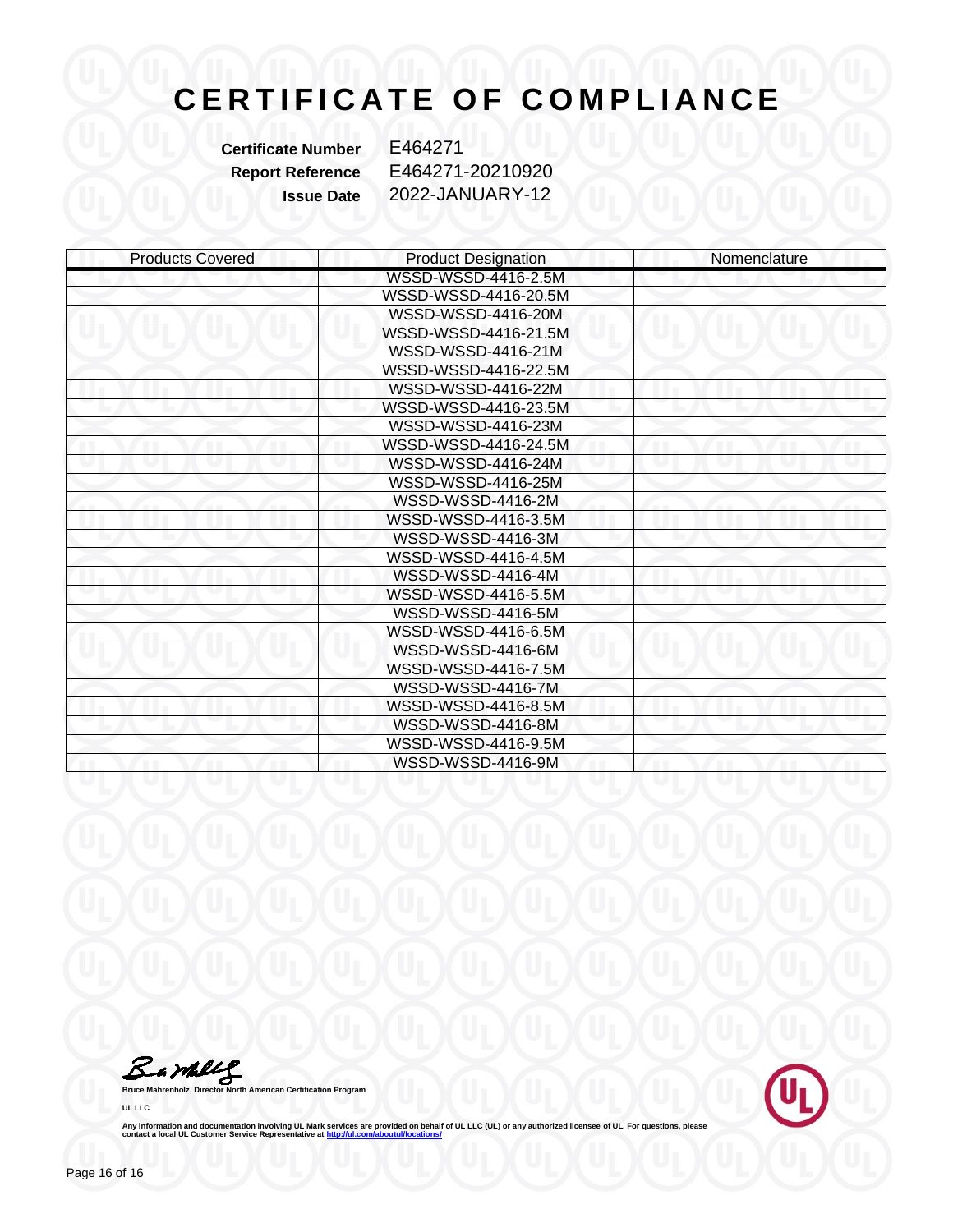# CERTIFICATE OF COMPLIANCE

**Certificate Number** E464271
**Report Reference** E464271-20210920
**Issue Date** 2022-JANUARY-12

| Products Covered | Product Designation | Nomenclature |
|---|---|---|
| | WSSD-WSSD-4416-2.5M | |
| | WSSD-WSSD-4416-20.5M | |
| | WSSD-WSSD-4416-20M | |
| | WSSD-WSSD-4416-21.5M | |
| | WSSD-WSSD-4416-21M | |
| | WSSD-WSSD-4416-22.5M | |
| | WSSD-WSSD-4416-22M | |
| | WSSD-WSSD-4416-23.5M | |
| | WSSD-WSSD-4416-23M | |
| | WSSD-WSSD-4416-24.5M | |
| | WSSD-WSSD-4416-24M | |
| | WSSD-WSSD-4416-25M | |
| | WSSD-WSSD-4416-2M | |
| | WSSD-WSSD-4416-3.5M | |
| | WSSD-WSSD-4416-3M | |
| | WSSD-WSSD-4416-4.5M | |
| | WSSD-WSSD-4416-4M | |
| | WSSD-WSSD-4416-5.5M | |
| | WSSD-WSSD-4416-5M | |
| | WSSD-WSSD-4416-6.5M | |
| | WSSD-WSSD-4416-6M | |
| | WSSD-WSSD-4416-7.5M | |
| | WSSD-WSSD-4416-7M | |
| | WSSD-WSSD-4416-8.5M | |
| | WSSD-WSSD-4416-8M | |
| | WSSD-WSSD-4416-9.5M | |
| | WSSD-WSSD-4416-9M | |

**Bruce Mahrenholz, Director North American Certification Program**

**UL LLC**

Any information and documentation involving UL Mark services are provided on behalf of UL LLC (UL) or any authorized licensee of UL. For questions, please contact a local UL Customer Service Representative at http://ul.com/aboutul/locations/